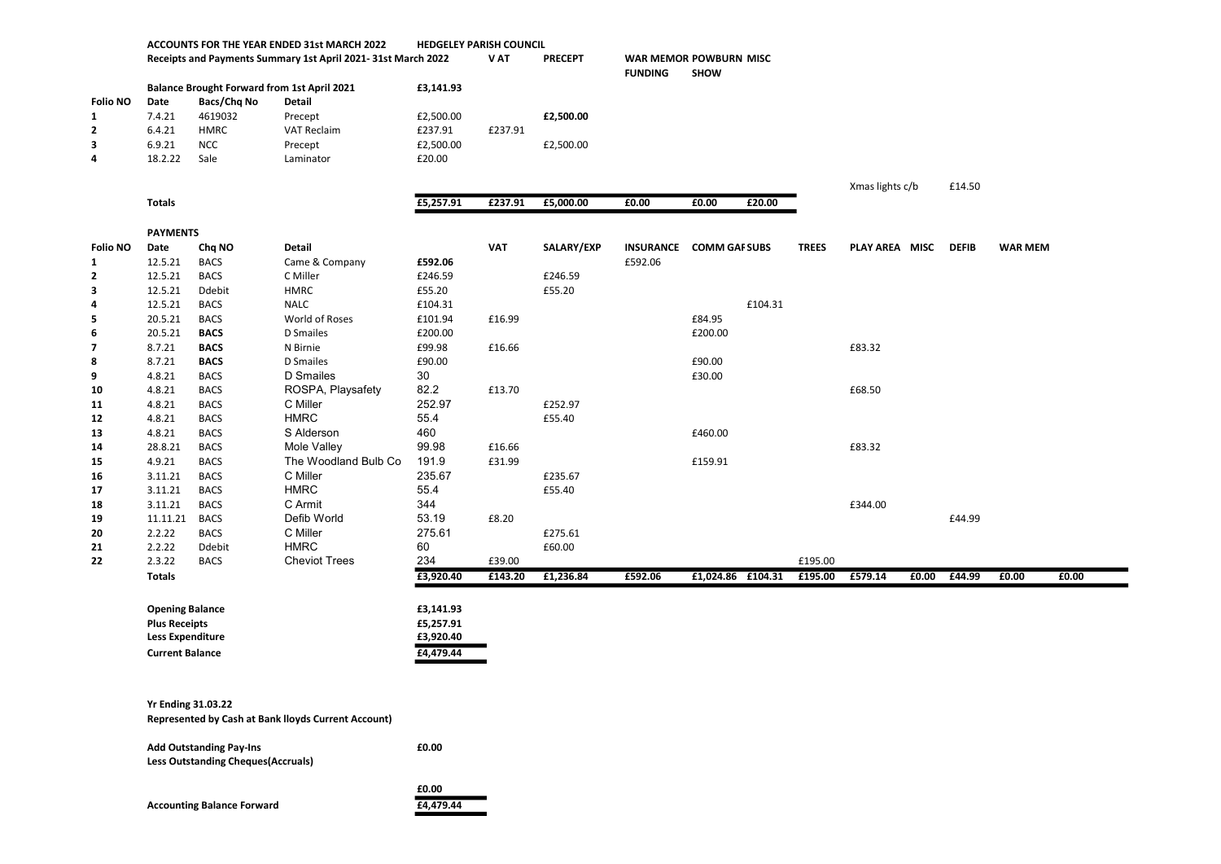**ACCOUNTS FOR THE YEAR ENDED 31st MARCH 2022** **HEDGELEY PARISH COUNCIL**

**Receipts and Payments Summary 1st April 2021- 31st March 2022**

| Folio NO | Date | Bacs/Chq No | Detail | | VAT | PRECEPT | WAR MEMOR FUNDING | POWBURN SHOW | MISC |
|---|---|---|---|---|---|---|---|---|---|
| | **Balance Brought Forward from 1st April 2021** | | | **£3,141.93** | | | | | |
| 1 | 7.4.21 | 4619032 | Precept | £2,500.00 | | **£2,500.00** | | | |
| 2 | 6.4.21 | HMRC | VAT Reclaim | £237.91 | £237.91 | | | | |
| 3 | 6.9.21 | NCC | Precept | £2,500.00 | | £2,500.00 | | | |
| 4 | 18.2.22 | Sale | Laminator | £20.00 | | | | | |
| | **Totals** | | | **£5,257.91** | **£237.91** | **£5,000.00** | **£0.00** | **£0.00** | **£20.00** |

Xmas lights c/b £14.50

**PAYMENTS**

| Folio NO | Date | Chq NO | Detail | | VAT | SALARY/EXP | INSURANCE | COMM GAF | SUBS | TREES | PLAY AREA | MISC | DEFIB | WAR MEM | |
|---|---|---|---|---|---|---|---|---|---|---|---|---|---|---|---|
| 1 | 12.5.21 | BACS | Came & Company | **£592.06** | | | £592.06 | | | | | | | | |
| 2 | 12.5.21 | BACS | C Miller | £246.59 | | £246.59 | | | | | | | | | |
| 3 | 12.5.21 | Ddebit | HMRC | £55.20 | | £55.20 | | | | | | | | | |
| 4 | 12.5.21 | BACS | NALC | £104.31 | | | | | £104.31 | | | | | | |
| 5 | 20.5.21 | BACS | World of Roses | £101.94 | £16.99 | | | £84.95 | | | | | | | |
| 6 | 20.5.21 | **BACS** | D Smailes | £200.00 | | | | £200.00 | | | | | | | |
| 7 | 8.7.21 | **BACS** | N Birnie | £99.98 | £16.66 | | | | | | £83.32 | | | | |
| 8 | 8.7.21 | **BACS** | D Smailes | £90.00 | | | | £90.00 | | | | | | | |
| 9 | 4.8.21 | BACS | D Smailes | 30 | | | | £30.00 | | | | | | | |
| 10 | 4.8.21 | BACS | ROSPA, Playsafety | 82.2 | £13.70 | | | | | | £68.50 | | | | |
| 11 | 4.8.21 | BACS | C Miller | 252.97 | | £252.97 | | | | | | | | | |
| 12 | 4.8.21 | BACS | HMRC | 55.4 | | £55.40 | | | | | | | | | |
| 13 | 4.8.21 | BACS | S Alderson | 460 | | | | £460.00 | | | | | | | |
| 14 | 28.8.21 | BACS | Mole Valley | 99.98 | £16.66 | | | | | | £83.32 | | | | |
| 15 | 4.9.21 | BACS | The Woodland Bulb Co | 191.9 | £31.99 | | | £159.91 | | | | | | | |
| 16 | 3.11.21 | BACS | C Miller | 235.67 | | £235.67 | | | | | | | | | |
| 17 | 3.11.21 | BACS | HMRC | 55.4 | | £55.40 | | | | | | | | | |
| 18 | 3.11.21 | BACS | C Armit | 344 | | | | | | | £344.00 | | | | |
| 19 | 11.11.21 | BACS | Defib World | 53.19 | £8.20 | | | | | | | | £44.99 | | |
| 20 | 2.2.22 | BACS | C Miller | 275.61 | | £275.61 | | | | | | | | | |
| 21 | 2.2.22 | Ddebit | HMRC | 60 | | £60.00 | | | | | | | | | |
| 22 | 2.3.22 | BACS | Cheviot Trees | 234 | £39.00 | | | | | £195.00 | | | | | |
| | **Totals** | | | **£3,920.40** | **£143.20** | **£1,236.84** | **£592.06** | **£1,024.86** | **£104.31** | **£195.00** | **£579.14** | **£0.00** | **£44.99** | **£0.00** | **£0.00** |

| | |
|---|---|
| **Opening Balance** | **£3,141.93** |
| **Plus Receipts** | **£5,257.91** |
| **Less Expenditure** | **£3,920.40** |
| **Current Balance** | **£4,479.44** |

**Yr Ending 31.03.22**

**Represented by Cash at Bank lloyds Current Account)**

| | |
|---|---|
| **Add Outstanding Pay-Ins** | **£0.00** |
| **Less Outstanding Cheques(Accruals)** | |
| | **£0.00** |
| **Accounting Balance Forward** | **£4,479.44** |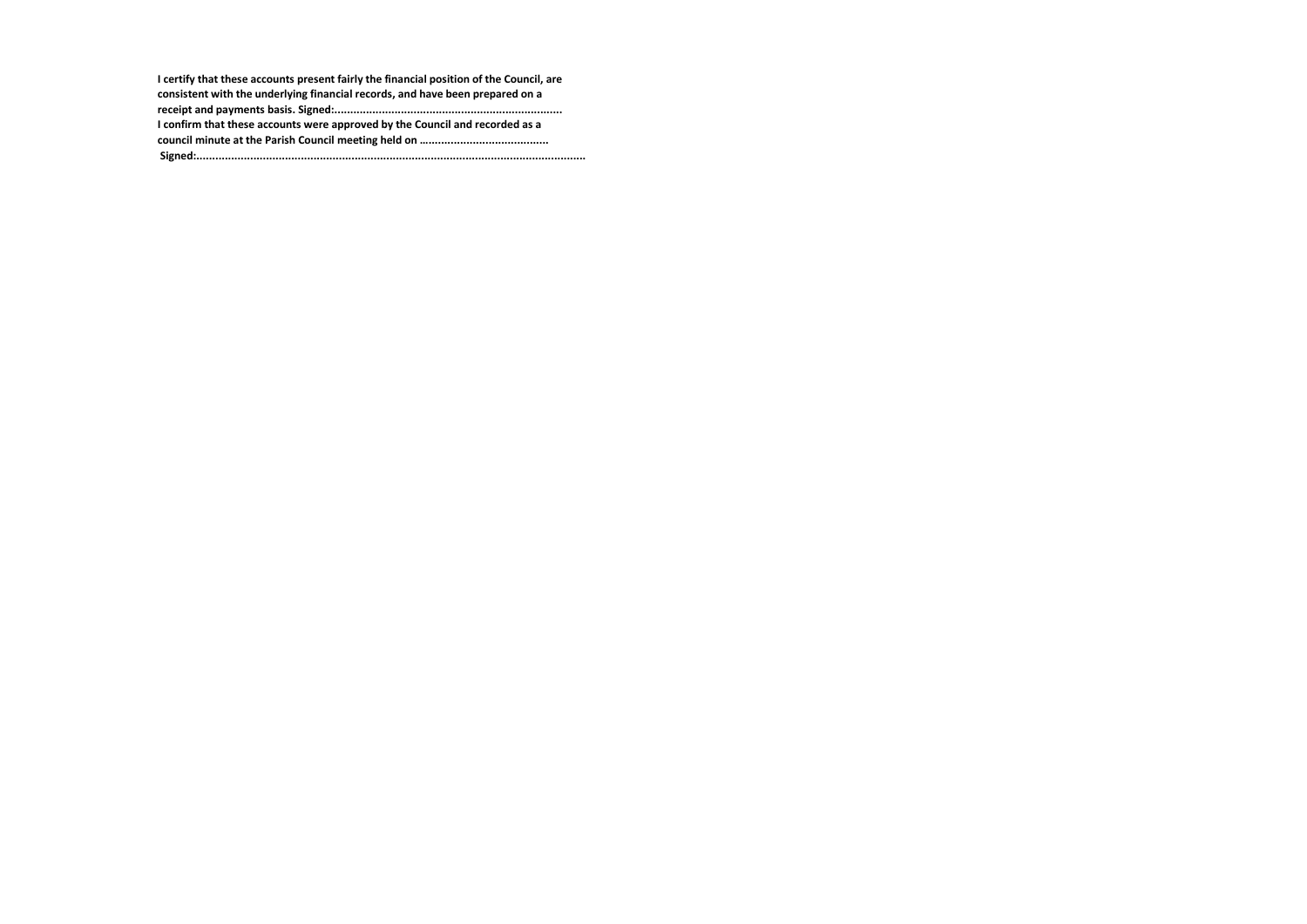**I certify that these accounts present fairly the financial position of the Council, are consistent with the underlying financial records, and have been prepared on a receipt and payments basis. Signed:........................................................................**

**I confirm that these accounts were approved by the Council and recorded as a council minute at the Parish Council meeting held on .........................................**

**Signed:.............................................................................................................................**